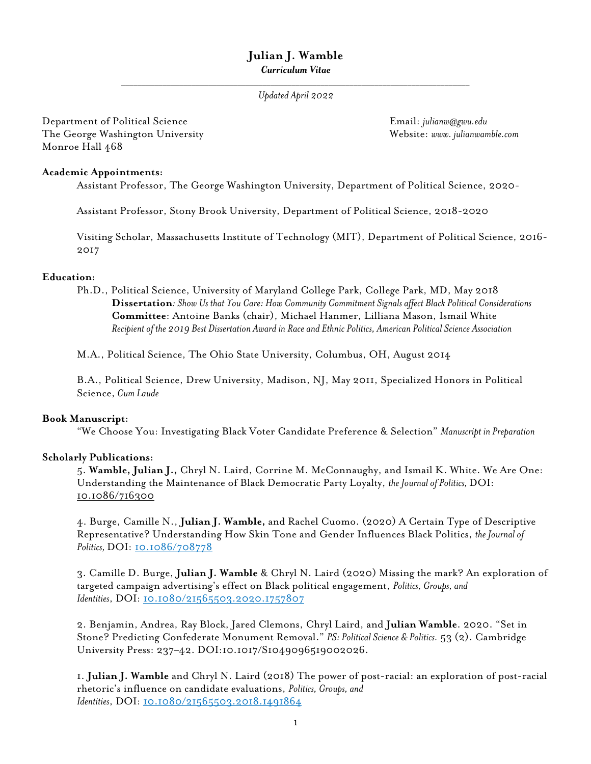# Julian J. Wamble

***Curriculum Vitae***

---

*Updated April 2022*

Department of Political Science
The George Washington University
Monroe Hall 468

Email: *julianw@gwu.edu*
Website: *www. julianwamble.com*

**Academic Appointments:**

Assistant Professor, The George Washington University, Department of Political Science, 2020-

Assistant Professor, Stony Brook University, Department of Political Science, 2018-2020

Visiting Scholar, Massachusetts Institute of Technology (MIT), Department of Political Science, 2016-2017

**Education:**

Ph.D., Political Science, University of Maryland College Park, College Park, MD, May 2018
**Dissertation**: *Show Us that You Care: How Community Commitment Signals affect Black Political Considerations*
**Committee**: Antoine Banks (chair), Michael Hanmer, Lilliana Mason, Ismail White
*Recipient of the 2019 Best Dissertation Award in Race and Ethnic Politics, American Political Science Association*

M.A., Political Science, The Ohio State University, Columbus, OH, August 2014

B.A., Political Science, Drew University, Madison, NJ, May 2011, Specialized Honors in Political Science, *Cum Laude*

**Book Manuscript:**

"We Choose You: Investigating Black Voter Candidate Preference & Selection" *Manuscript in Preparation*

**Scholarly Publications:**

5. **Wamble, Julian J.,** Chryl N. Laird, Corrine M. McConnaughy, and Ismail K. White. We Are One: Understanding the Maintenance of Black Democratic Party Loyalty, *the Journal of Politics,* DOI: 10.1086/716300

4. Burge, Camille N., **Julian J. Wamble,** and Rachel Cuomo. (2020) A Certain Type of Descriptive Representative? Understanding How Skin Tone and Gender Influences Black Politics, *the Journal of Politics,* DOI: 10.1086/708778

3. Camille D. Burge, **Julian J. Wamble** & Chryl N. Laird (2020) Missing the mark? An exploration of targeted campaign advertising's effect on Black political engagement, *Politics, Groups, and Identities*, DOI: 10.1080/21565503.2020.1757807

2. Benjamin, Andrea, Ray Block, Jared Clemons, Chryl Laird, and **Julian Wamble**. 2020. "Set in Stone? Predicting Confederate Monument Removal." *PS: Political Science & Politics.* 53 (2). Cambridge University Press: 237–42. DOI:10.1017/S1049096519002026.

1. **Julian J. Wamble** and Chryl N. Laird (2018) The power of post-racial: an exploration of post-racial rhetoric's influence on candidate evaluations, *Politics, Groups, and Identities*, DOI: 10.1080/21565503.2018.1491864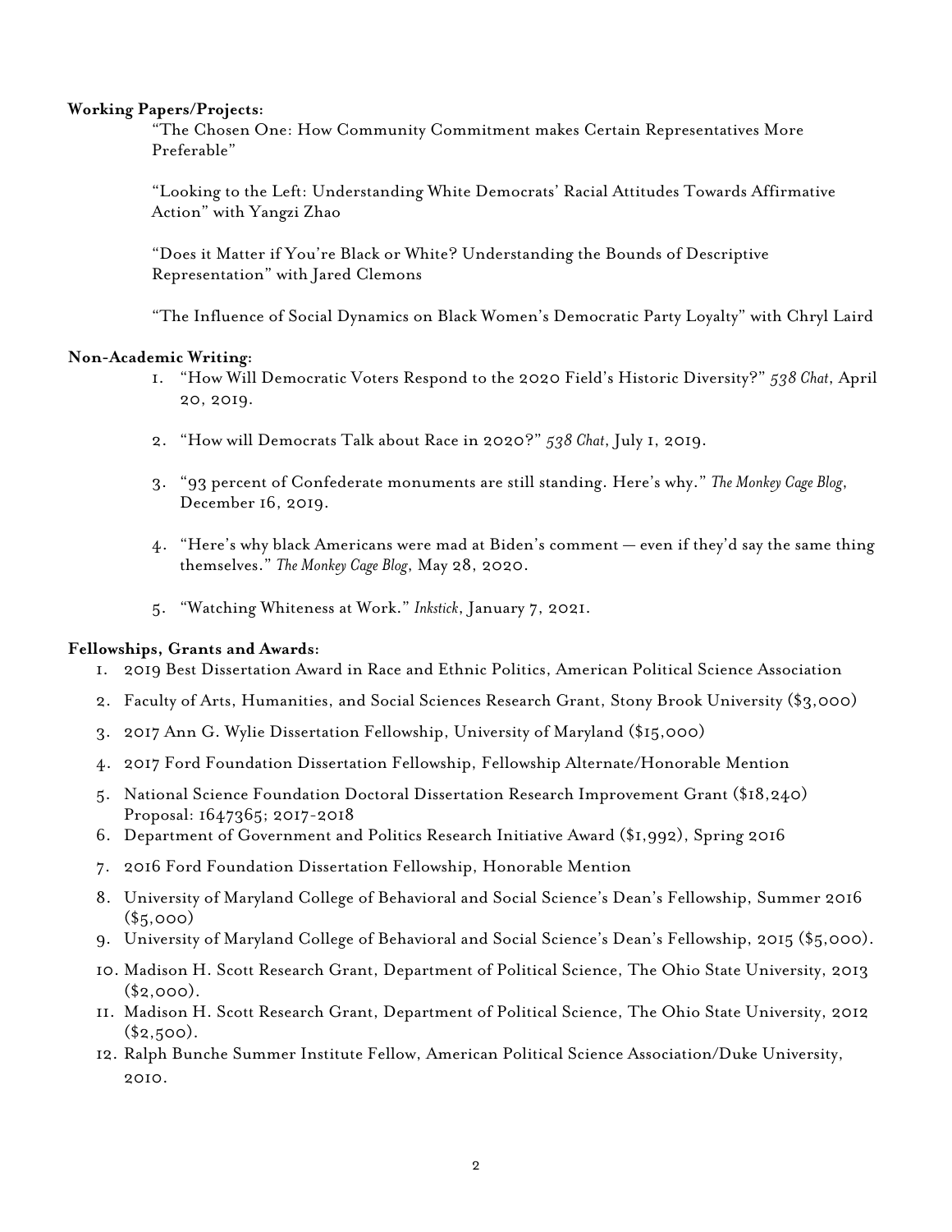**Working Papers/Projects:**

"The Chosen One: How Community Commitment makes Certain Representatives More Preferable"

"Looking to the Left: Understanding White Democrats' Racial Attitudes Towards Affirmative Action" with Yangzi Zhao

"Does it Matter if You're Black or White? Understanding the Bounds of Descriptive Representation" with Jared Clemons

"The Influence of Social Dynamics on Black Women's Democratic Party Loyalty" with Chryl Laird

**Non-Academic Writing:**

1. "How Will Democratic Voters Respond to the 2020 Field's Historic Diversity?" *538 Chat*, April 20, 2019.
2. "How will Democrats Talk about Race in 2020?" *538 Chat*, July 1, 2019.
3. "93 percent of Confederate monuments are still standing. Here's why." *The Monkey Cage Blog*, December 16, 2019.
4. "Here's why black Americans were mad at Biden's comment — even if they'd say the same thing themselves." *The Monkey Cage Blog*, May 28, 2020.
5. "Watching Whiteness at Work." *Inkstick*, January 7, 2021.

**Fellowships, Grants and Awards:**

1. 2019 Best Dissertation Award in Race and Ethnic Politics, American Political Science Association
2. Faculty of Arts, Humanities, and Social Sciences Research Grant, Stony Brook University ($3,000)
3. 2017 Ann G. Wylie Dissertation Fellowship, University of Maryland ($15,000)
4. 2017 Ford Foundation Dissertation Fellowship, Fellowship Alternate/Honorable Mention
5. National Science Foundation Doctoral Dissertation Research Improvement Grant ($18,240) Proposal: 1647365; 2017-2018
6. Department of Government and Politics Research Initiative Award ($1,992), Spring 2016
7. 2016 Ford Foundation Dissertation Fellowship, Honorable Mention
8. University of Maryland College of Behavioral and Social Science's Dean's Fellowship, Summer 2016 ($5,000)
9. University of Maryland College of Behavioral and Social Science's Dean's Fellowship, 2015 ($5,000).
10. Madison H. Scott Research Grant, Department of Political Science, The Ohio State University, 2013 ($2,000).
11. Madison H. Scott Research Grant, Department of Political Science, The Ohio State University, 2012 ($2,500).
12. Ralph Bunche Summer Institute Fellow, American Political Science Association/Duke University, 2010.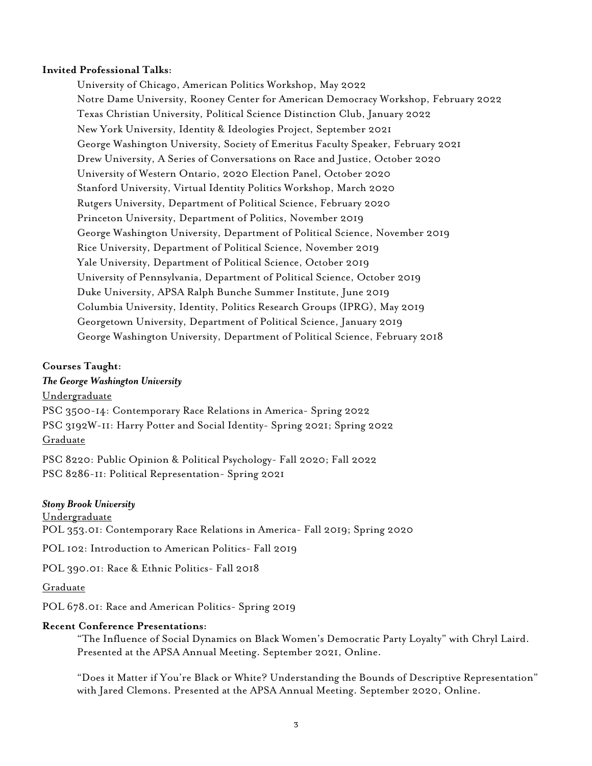**Invited Professional Talks:**

University of Chicago, American Politics Workshop, May 2022
Notre Dame University, Rooney Center for American Democracy Workshop, February 2022
Texas Christian University, Political Science Distinction Club, January 2022
New York University, Identity & Ideologies Project, September 2021
George Washington University, Society of Emeritus Faculty Speaker, February 2021
Drew University, A Series of Conversations on Race and Justice, October 2020
University of Western Ontario, 2020 Election Panel, October 2020
Stanford University, Virtual Identity Politics Workshop, March 2020
Rutgers University, Department of Political Science, February 2020
Princeton University, Department of Politics, November 2019
George Washington University, Department of Political Science, November 2019
Rice University, Department of Political Science, November 2019
Yale University, Department of Political Science, October 2019
University of Pennsylvania, Department of Political Science, October 2019
Duke University, APSA Ralph Bunche Summer Institute, June 2019
Columbia University, Identity, Politics Research Groups (IPRG), May 2019
Georgetown University, Department of Political Science, January 2019
George Washington University, Department of Political Science, February 2018

**Courses Taught:**

***The George Washington University***

Undergraduate

PSC 3500-14: Contemporary Race Relations in America- Spring 2022
PSC 3192W-11: Harry Potter and Social Identity- Spring 2021; Spring 2022

Graduate

PSC 8220: Public Opinion & Political Psychology- Fall 2020; Fall 2022
PSC 8286-11: Political Representation- Spring 2021

***Stony Brook University***

Undergraduate

POL 353.01: Contemporary Race Relations in America- Fall 2019; Spring 2020

POL 102: Introduction to American Politics- Fall 2019

POL 390.01: Race & Ethnic Politics- Fall 2018

Graduate

POL 678.01: Race and American Politics- Spring 2019

**Recent Conference Presentations:**

"The Influence of Social Dynamics on Black Women's Democratic Party Loyalty" with Chryl Laird. Presented at the APSA Annual Meeting. September 2021, Online.

"Does it Matter if You're Black or White? Understanding the Bounds of Descriptive Representation" with Jared Clemons. Presented at the APSA Annual Meeting. September 2020, Online.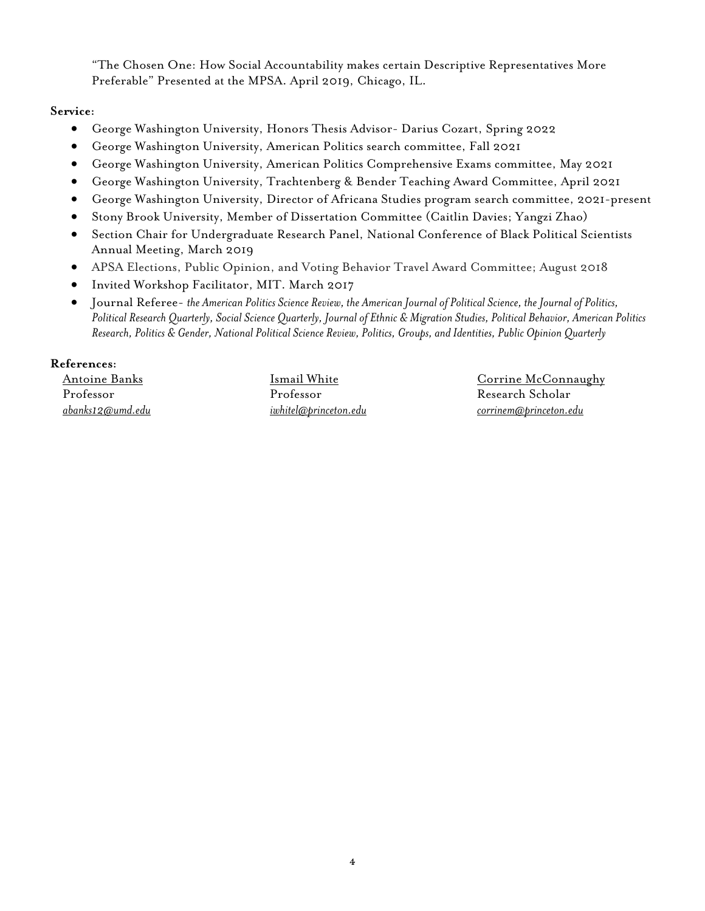"The Chosen One: How Social Accountability makes certain Descriptive Representatives More Preferable" Presented at the MPSA. April 2019, Chicago, IL.

**Service:**

- George Washington University, Honors Thesis Advisor- Darius Cozart, Spring 2022
- George Washington University, American Politics search committee, Fall 2021
- George Washington University, American Politics Comprehensive Exams committee, May 2021
- George Washington University, Trachtenberg & Bender Teaching Award Committee, April 2021
- George Washington University, Director of Africana Studies program search committee, 2021-present
- Stony Brook University, Member of Dissertation Committee (Caitlin Davies; Yangzi Zhao)
- Section Chair for Undergraduate Research Panel, National Conference of Black Political Scientists Annual Meeting, March 2019
- APSA Elections, Public Opinion, and Voting Behavior Travel Award Committee; August 2018
- Invited Workshop Facilitator, MIT. March 2017
- Journal Referee- *the American Politics Science Review, the American Journal of Political Science, the Journal of Politics, Political Research Quarterly, Social Science Quarterly, Journal of Ethnic & Migration Studies, Political Behavior, American Politics Research, Politics & Gender, National Political Science Review, Politics, Groups, and Identities, Public Opinion Quarterly*

**References:**

Antoine Banks
Professor
*abanks12@umd.edu*

Ismail White
Professor
*iwhite1@princeton.edu*

Corrine McConnaughy
Research Scholar
*corrinem@princeton.edu*